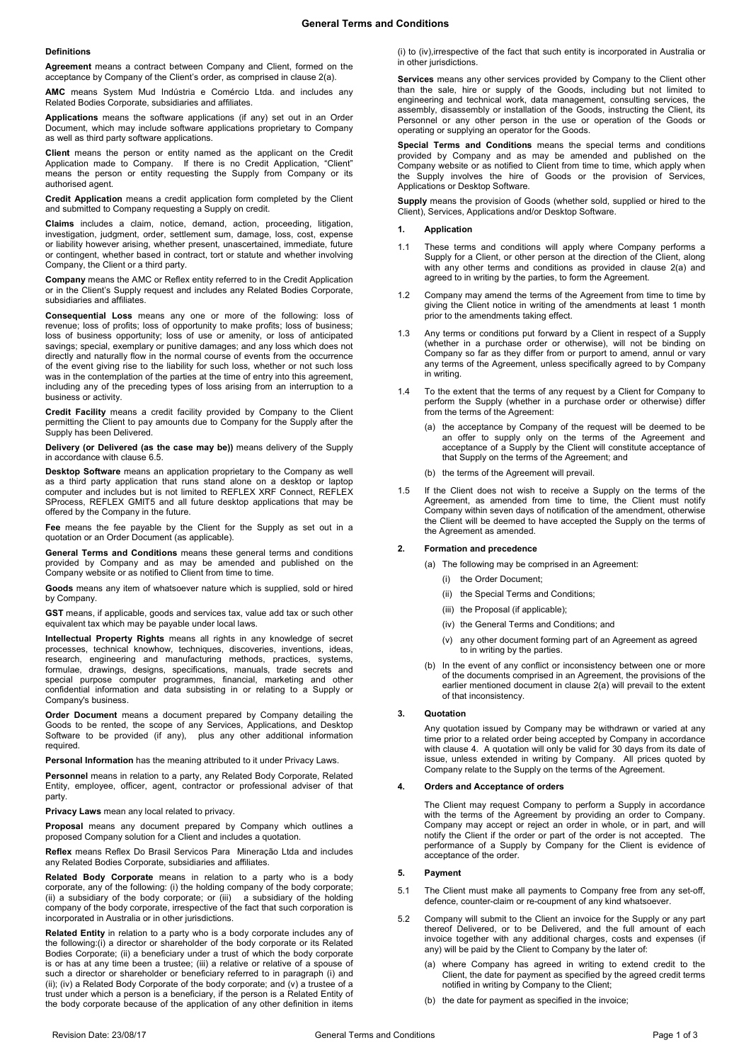# General Terms and Conditions

## Definitions

**Agreement** means a contract between Company and Client, formed on the acceptance by Company of the Client's order, as comprised in clause 2(a).

**AMC** means System Mud Indústria e Comércio Ltda. and includes any Related Bodies Corporate, subsidiaries and affiliates.

**Applications** means the software applications (if any) set out in an Order Document, which may include software applications proprietary to Company as well as third party software applications.

**Client** means the person or entity named as the applicant on the Credit Application made to Company. If there is no Credit Application, "Client" means the person or entity requesting the Supply from Company or its authorised agent.

**Credit Application** means a credit application form completed by the Client and submitted to Company requesting a Supply on credit.

**Claims** includes a claim, notice, demand, action, proceeding, litigation, investigation, judgment, order, settlement sum, damage, loss, cost, expense or liability however arising, whether present, unascertained, immediate, future or contingent, whether based in contract, tort or statute and whether involving Company, the Client or a third party.

**Company** means the AMC or Reflex entity referred to in the Credit Application or in the Client's Supply request and includes any Related Bodies Corporate, subsidiaries and affiliates.

**Consequential Loss** means any one or more of the following: loss of revenue; loss of profits; loss of opportunity to make profits; loss of business; loss of business opportunity; loss of use or amenity, or loss of anticipated savings; special, exemplary or punitive damages; and any loss which does not directly and naturally flow in the normal course of events from the occurrence of the event giving rise to the liability for such loss, whether or not such loss was in the contemplation of the parties at the time of entry into this agreement, including any of the preceding types of loss arising from an interruption to a business or activity.

**Credit Facility** means a credit facility provided by Company to the Client permitting the Client to pay amounts due to Company for the Supply after the Supply has been Delivered.

**Delivery (or Delivered (as the case may be))** means delivery of the Supply in accordance with clause 6.5.

**Desktop Software** means an application proprietary to the Company as well as a third party application that runs stand alone on a desktop or laptop computer and includes but is not limited to REFLEX XRF Connect, REFLEX SProcess, REFLEX GMIT5 and all future desktop applications that may be offered by the Company in the future.

**Fee** means the fee payable by the Client for the Supply as set out in a quotation or an Order Document (as applicable).

**General Terms and Conditions** means these general terms and conditions provided by Company and as may be amended and published on the Company website or as notified to Client from time to time.

**Goods** means any item of whatsoever nature which is supplied, sold or hired by Company.

**GST** means, if applicable, goods and services tax, value add tax or such other equivalent tax which may be payable under local laws.

**Intellectual Property Rights** means all rights in any knowledge of secret processes, technical knowhow, techniques, discoveries, inventions, ideas, research, engineering and manufacturing methods, practices, systems, formulae, drawings, designs, specifications, manuals, trade secrets and special purpose computer programmes, financial, marketing and other confidential information and data subsisting in or relating to a Supply or Company's business.

**Order Document** means a document prepared by Company detailing the Goods to be rented, the scope of any Services, Applications, and Desktop Software to be provided (if any), plus any other additional information required.

**Personal Information** has the meaning attributed to it under Privacy Laws.

**Personnel** means in relation to a party, any Related Body Corporate, Related Entity, employee, officer, agent, contractor or professional adviser of that party.

**Privacy Laws** mean any local related to privacy.

**Proposal** means any document prepared by Company which outlines a proposed Company solution for a Client and includes a quotation.

**Reflex** means Reflex Do Brasil Servicos Para Mineração Ltda and includes any Related Bodies Corporate, subsidiaries and affiliates.

**Related Body Corporate** means in relation to a party who is a body corporate, any of the following: (i) the holding company of the body corporate; (ii) a subsidiary of the body corporate; or (iii) a subsidiary of the holding company of the body corporate, irrespective of the fact that such corporation is incorporated in Australia or in other jurisdictions.

**Related Entity** in relation to a party who is a body corporate includes any of the following:(i) a director or shareholder of the body corporate or its Related Bodies Corporate; (ii) a beneficiary under a trust of which the body corporate is or has at any time been a trustee; (iii) a relative or relative of a spouse of such a director or shareholder or beneficiary referred to in paragraph (i) and (ii); (iv) a Related Body Corporate of the body corporate; and (v) a trustee of a trust under which a person is a beneficiary, if the person is a Related Entity of the body corporate because of the application of any other definition in items (i) to (iv),irrespective of the fact that such entity is incorporated in Australia or in other jurisdictions.

**Services** means any other services provided by Company to the Client other than the sale, hire or supply of the Goods, including but not limited to engineering and technical work, data management, consulting services, the assembly, disassembly or installation of the Goods, instructing the Client, its Personnel or any other person in the use or operation of the Goods or operating or supplying an operator for the Goods.

**Special Terms and Conditions** means the special terms and conditions provided by Company and as may be amended and published on the Company website or as notified to Client from time to time, which apply when the Supply involves the hire of Goods or the provision of Services, Applications or Desktop Software.

**Supply** means the provision of Goods (whether sold, supplied or hired to the Client), Services, Applications and/or Desktop Software.

## 1. Application

1.1 These terms and conditions will apply where Company performs a Supply for a Client, or other person at the direction of the Client, along with any other terms and conditions as provided in clause 2(a) and agreed to in writing by the parties, to form the Agreement.

1.2 Company may amend the terms of the Agreement from time to time by giving the Client notice in writing of the amendments at least 1 month prior to the amendments taking effect.

1.3 Any terms or conditions put forward by a Client in respect of a Supply (whether in a purchase order or otherwise), will not be binding on Company so far as they differ from or purport to amend, annul or vary any terms of the Agreement, unless specifically agreed to by Company in writing.

1.4 To the extent that the terms of any request by a Client for Company to perform the Supply (whether in a purchase order or otherwise) differ from the terms of the Agreement:

(a) the acceptance by Company of the request will be deemed to be an offer to supply only on the terms of the Agreement and acceptance of a Supply by the Client will constitute acceptance of that Supply on the terms of the Agreement; and

(b) the terms of the Agreement will prevail.

1.5 If the Client does not wish to receive a Supply on the terms of the Agreement, as amended from time to time, the Client must notify Company within seven days of notification of the amendment, otherwise the Client will be deemed to have accepted the Supply on the terms of the Agreement as amended.

## 2. Formation and precedence

(a) The following may be comprised in an Agreement:

(i) the Order Document;

(ii) the Special Terms and Conditions;

(iii) the Proposal (if applicable);

(iv) the General Terms and Conditions; and

(v) any other document forming part of an Agreement as agreed to in writing by the parties.

(b) In the event of any conflict or inconsistency between one or more of the documents comprised in an Agreement, the provisions of the earlier mentioned document in clause 2(a) will prevail to the extent of that inconsistency.

## 3. Quotation

Any quotation issued by Company may be withdrawn or varied at any time prior to a related order being accepted by Company in accordance with clause 4. A quotation will only be valid for 30 days from its date of issue, unless extended in writing by Company. All prices quoted by Company relate to the Supply on the terms of the Agreement.

## 4. Orders and Acceptance of orders

The Client may request Company to perform a Supply in accordance with the terms of the Agreement by providing an order to Company. Company may accept or reject an order in whole, or in part, and will notify the Client if the order or part of the order is not accepted. The performance of a Supply by Company for the Client is evidence of acceptance of the order.

## 5. Payment

5.1 The Client must make all payments to Company free from any set-off, defence, counter-claim or re-coupment of any kind whatsoever.

5.2 Company will submit to the Client an invoice for the Supply or any part thereof Delivered, or to be Delivered, and the full amount of each invoice together with any additional charges, costs and expenses (if any) will be paid by the Client to Company by the later of:

(a) where Company has agreed in writing to extend credit to the Client, the date for payment as specified by the agreed credit terms notified in writing by Company to the Client;

(b) the date for payment as specified in the invoice;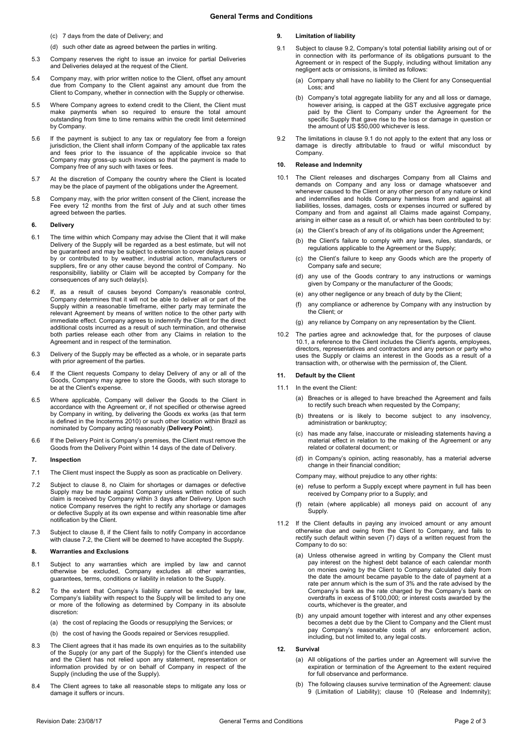(c) 7 days from the date of Delivery; and

(d) such other date as agreed between the parties in writing.

5.3 Company reserves the right to issue an invoice for partial Deliveries and Deliveries delayed at the request of the Client.

5.4 Company may, with prior written notice to the Client, offset any amount due from Company to the Client against any amount due from the Client to Company, whether in connection with the Supply or otherwise.

5.5 Where Company agrees to extend credit to the Client, the Client must make payments when so required to ensure the total amount outstanding from time to time remains within the credit limit determined by Company.

5.6 If the payment is subject to any tax or regulatory fee from a foreign jurisdiction, the Client shall inform Company of the applicable tax rates and fees prior to the issuance of the applicable invoice so that Company may gross-up such invoices so that the payment is made to Company free of any such with taxes or fees.

5.7 At the discretion of Company the country where the Client is located may be the place of payment of the obligations under the Agreement.

5.8 Company may, with the prior written consent of the Client, increase the Fee every 12 months from the first of July and at such other times agreed between the parties.

### 6. Delivery

6.1 The time within which Company may advise the Client that it will make Delivery of the Supply will be regarded as a best estimate, but will not be guaranteed and may be subject to extension to cover delays caused by or contributed to by weather, industrial action, manufacturers or suppliers, fire or any other cause beyond the control of Company. No responsibility, liability or Claim will be accepted by Company for the consequences of any such delay(s).

6.2 If, as a result of causes beyond Company's reasonable control, Company determines that it will not be able to deliver all or part of the Supply within a reasonable timeframe, either party may terminate the relevant Agreement by means of written notice to the other party with immediate effect. Company agrees to indemnify the Client for the direct additional costs incurred as a result of such termination, and otherwise both parties release each other from any Claims in relation to the Agreement and in respect of the termination.

6.3 Delivery of the Supply may be effected as a whole, or in separate parts with prior agreement of the parties.

6.4 If the Client requests Company to delay Delivery of any or all of the Goods, Company may agree to store the Goods, with such storage to be at the Client's expense.

6.5 Where applicable, Company will deliver the Goods to the Client in accordance with the Agreement or, if not specified or otherwise agreed by Company in writing, by delivering the Goods ex works (as that term is defined in the Incoterms 2010) or such other location within Brazil as nominated by Company acting reasonably (**Delivery Point**).

6.6 If the Delivery Point is Company's premises, the Client must remove the Goods from the Delivery Point within 14 days of the date of Delivery.

### 7. Inspection

7.1 The Client must inspect the Supply as soon as practicable on Delivery.

7.2 Subject to clause 8, no Claim for shortages or damages or defective Supply may be made against Company unless written notice of such claim is received by Company within 3 days after Delivery. Upon such notice Company reserves the right to rectify any shortage or damages or defective Supply at its own expense and within reasonable time after notification by the Client.

7.3 Subject to clause 8, if the Client fails to notify Company in accordance with clause 7.2, the Client will be deemed to have accepted the Supply.

### 8. Warranties and Exclusions

8.1 Subject to any warranties which are implied by law and cannot otherwise be excluded, Company excludes all other warranties, guarantees, terms, conditions or liability in relation to the Supply.

8.2 To the extent that Company's liability cannot be excluded by law, Company's liability with respect to the Supply will be limited to any one or more of the following as determined by Company in its absolute discretion:

(a) the cost of replacing the Goods or resupplying the Services; or

(b) the cost of having the Goods repaired or Services resupplied.

8.3 The Client agrees that it has made its own enquiries as to the suitability of the Supply (or any part of the Supply) for the Client's intended use and the Client has not relied upon any statement, representation or information provided by or on behalf of Company in respect of the Supply (including the use of the Supply).

8.4 The Client agrees to take all reasonable steps to mitigate any loss or damage it suffers or incurs.

### 9. Limitation of liability

9.1 Subject to clause 9.2, Company's total potential liability arising out of or in connection with its performance of its obligations pursuant to the Agreement or in respect of the Supply, including without limitation any negligent acts or omissions, is limited as follows:

(a) Company shall have no liability to the Client for any Consequential Loss; and

(b) Company's total aggregate liability for any and all loss or damage, however arising, is capped at the GST exclusive aggregate price paid by the Client to Company under the Agreement for the specific Supply that gave rise to the loss or damage in question or the amount of US $50,000 whichever is less.

9.2 The limitations in clause 9.1 do not apply to the extent that any loss or damage is directly attributable to fraud or wilful misconduct by Company.

### 10. Release and Indemnity

10.1 The Client releases and discharges Company from all Claims and demands on Company and any loss or damage whatsoever and whenever caused to the Client or any other person of any nature or kind and indemnifies and holds Company harmless from and against all liabilities, losses, damages, costs or expenses incurred or suffered by Company and from and against all Claims made against Company, arising in either case as a result of, or which has been contributed to by:

(a) the Client's breach of any of its obligations under the Agreement;

(b) the Client's failure to comply with any laws, rules, standards, or regulations applicable to the Agreement or the Supply;

(c) the Client's failure to keep any Goods which are the property of Company safe and secure;

(d) any use of the Goods contrary to any instructions or warnings given by Company or the manufacturer of the Goods;

(e) any other negligence or any breach of duty by the Client;

(f) any compliance or adherence by Company with any instruction by the Client; or

(g) any reliance by Company on any representation by the Client.

10.2 The parties agree and acknowledge that, for the purposes of clause 10.1, a reference to the Client includes the Client's agents, employees, directors, representatives and contractors and any person or party who uses the Supply or claims an interest in the Goods as a result of a transaction with, or otherwise with the permission of, the Client.

### 11. Default by the Client

11.1 In the event the Client:

(a) Breaches or is alleged to have breached the Agreement and fails to rectify such breach when requested by the Company;

(b) threatens or is likely to become subject to any insolvency, administration or bankruptcy;

(c) has made any false, inaccurate or misleading statements having a material effect in relation to the making of the Agreement or any related or collateral document; or

(d) in Company's opinion, acting reasonably, has a material adverse change in their financial condition;

Company may, without prejudice to any other rights:

(e) refuse to perform a Supply except where payment in full has been received by Company prior to a Supply; and

(f) retain (where applicable) all moneys paid on account of any Supply.

11.2 If the Client defaults in paying any invoiced amount or any amount otherwise due and owing from the Client to Company, and fails to rectify such default within seven (7) days of a written request from the Company to do so:

(a) Unless otherwise agreed in writing by Company the Client must pay interest on the highest debt balance of each calendar month on monies owing by the Client to Company calculated daily from the date the amount became payable to the date of payment at a rate per annum which is the sum of 3% and the rate advised by the Company's bank as the rate charged by the Company's bank on overdrafts in excess of $100,000; or interest costs awarded by the courts, whichever is the greater, and

(b) any unpaid amount together with interest and any other expenses becomes a debt due by the Client to Company and the Client must pay Company's reasonable costs of any enforcement action, including, but not limited to, any legal costs.

### 12. Survival

(a) All obligations of the parties under an Agreement will survive the expiration or termination of the Agreement to the extent required for full observance and performance.

(b) The following clauses survive termination of the Agreement: clause 9 (Limitation of Liability); clause 10 (Release and Indemnity);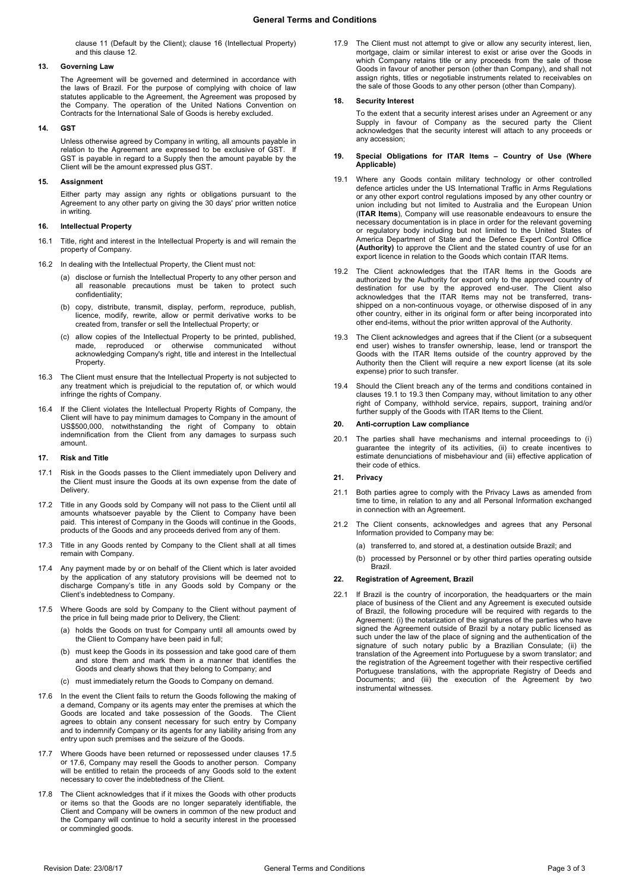clause 11 (Default by the Client); clause 16 (Intellectual Property) and this clause 12.

**13. Governing Law**

The Agreement will be governed and determined in accordance with the laws of Brazil. For the purpose of complying with choice of law statutes applicable to the Agreement, the Agreement was proposed by the Company. The operation of the United Nations Convention on Contracts for the International Sale of Goods is hereby excluded.

**14. GST**

Unless otherwise agreed by Company in writing, all amounts payable in relation to the Agreement are expressed to be exclusive of GST. If GST is payable in regard to a Supply then the amount payable by the Client will be the amount expressed plus GST.

**15. Assignment**

Either party may assign any rights or obligations pursuant to the Agreement to any other party on giving the 30 days' prior written notice in writing.

**16. Intellectual Property**

16.1 Title, right and interest in the Intellectual Property is and will remain the property of Company.

16.2 In dealing with the Intellectual Property, the Client must not:

(a) disclose or furnish the Intellectual Property to any other person and all reasonable precautions must be taken to protect such confidentiality;

(b) copy, distribute, transmit, display, perform, reproduce, publish, licence, modify, rewrite, allow or permit derivative works to be created from, transfer or sell the Intellectual Property; or

(c) allow copies of the Intellectual Property to be printed, published, made, reproduced or otherwise communicated without acknowledging Company's right, title and interest in the Intellectual Property.

16.3 The Client must ensure that the Intellectual Property is not subjected to any treatment which is prejudicial to the reputation of, or which would infringe the rights of Company.

16.4 If the Client violates the Intellectual Property Rights of Company, the Client will have to pay minimum damages to Company in the amount of US$500,000, notwithstanding the right of Company to obtain indemnification from the Client from any damages to surpass such amount.

**17. Risk and Title**

17.1 Risk in the Goods passes to the Client immediately upon Delivery and the Client must insure the Goods at its own expense from the date of Delivery.

17.2 Title in any Goods sold by Company will not pass to the Client until all amounts whatsoever payable by the Client to Company have been paid. This interest of Company in the Goods will continue in the Goods, products of the Goods and any proceeds derived from any of them.

17.3 Title in any Goods rented by Company to the Client shall at all times remain with Company.

17.4 Any payment made by or on behalf of the Client which is later avoided by the application of any statutory provisions will be deemed not to discharge Company's title in any Goods sold by Company or the Client's indebtedness to Company.

17.5 Where Goods are sold by Company to the Client without payment of the price in full being made prior to Delivery, the Client:

(a) holds the Goods on trust for Company until all amounts owed by the Client to Company have been paid in full;

(b) must keep the Goods in its possession and take good care of them and store them and mark them in a manner that identifies the Goods and clearly shows that they belong to Company; and

(c) must immediately return the Goods to Company on demand.

17.6 In the event the Client fails to return the Goods following the making of a demand, Company or its agents may enter the premises at which the Goods are located and take possession of the Goods. The Client agrees to obtain any consent necessary for such entry by Company and to indemnify Company or its agents for any liability arising from any entry upon such premises and the seizure of the Goods.

17.7 Where Goods have been returned or repossessed under clauses 17.5 or 17.6, Company may resell the Goods to another person. Company will be entitled to retain the proceeds of any Goods sold to the extent necessary to cover the indebtedness of the Client.

17.8 The Client acknowledges that if it mixes the Goods with other products or items so that the Goods are no longer separately identifiable, the Client and Company will be owners in common of the new product and the Company will continue to hold a security interest in the processed or commingled goods.

17.9 The Client must not attempt to give or allow any security interest, lien, mortgage, claim or similar interest to exist or arise over the Goods in which Company retains title or any proceeds from the sale of those Goods in favour of another person (other than Company), and shall not assign rights, titles or negotiable instruments related to receivables on the sale of those Goods to any other person (other than Company).

**18. Security Interest**

To the extent that a security interest arises under an Agreement or any Supply in favour of Company as the secured party the Client acknowledges that the security interest will attach to any proceeds or any accession;

**19. Special Obligations for ITAR Items – Country of Use (Where Applicable)**

19.1 Where any Goods contain military technology or other controlled defence articles under the US International Traffic in Arms Regulations or any other export control regulations imposed by any other country or union including but not limited to Australia and the European Union (**ITAR Items**), Company will use reasonable endeavours to ensure the necessary documentation is in place in order for the relevant governing or regulatory body including but not limited to the United States of America Department of State and the Defence Expert Control Office **(Authority)** to approve the Client and the stated country of use for an export licence in relation to the Goods which contain ITAR Items.

19.2 The Client acknowledges that the ITAR Items in the Goods are authorized by the Authority for export only to the approved country of destination for use by the approved end-user. The Client also acknowledges that the ITAR Items may not be transferred, trans-shipped on a non-continuous voyage, or otherwise disposed of in any other country, either in its original form or after being incorporated into other end-items, without the prior written approval of the Authority.

19.3 The Client acknowledges and agrees that if the Client (or a subsequent end user) wishes to transfer ownership, lease, lend or transport the Goods with the ITAR Items outside of the country approved by the Authority then the Client will require a new export license (at its sole expense) prior to such transfer.

19.4 Should the Client breach any of the terms and conditions contained in clauses 19.1 to 19.3 then Company may, without limitation to any other right of Company, withhold service, repairs, support, training and/or further supply of the Goods with ITAR Items to the Client.

**20. Anti-corruption Law compliance**

20.1 The parties shall have mechanisms and internal proceedings to (i) guarantee the integrity of its activities, (ii) to create incentives to estimate denunciations of misbehaviour and (iii) effective application of their code of ethics.

**21. Privacy**

21.1 Both parties agree to comply with the Privacy Laws as amended from time to time, in relation to any and all Personal Information exchanged in connection with an Agreement.

21.2 The Client consents, acknowledges and agrees that any Personal Information provided to Company may be:

(a) transferred to, and stored at, a destination outside Brazil; and

(b) processed by Personnel or by other third parties operating outside Brazil.

**22. Registration of Agreement, Brazil**

22.1 If Brazil is the country of incorporation, the headquarters or the main place of business of the Client and any Agreement is executed outside of Brazil, the following procedure will be required with regards to the Agreement: (i) the notarization of the signatures of the parties who have signed the Agreement outside of Brazil by a notary public licensed as such under the law of the place of signing and the authentication of the signature of such notary public by a Brazilian Consulate; (ii) the translation of the Agreement into Portuguese by a sworn translator; and the registration of the Agreement together with their respective certified Portuguese translations, with the appropriate Registry of Deeds and Documents; and (iii) the execution of the Agreement by two instrumental witnesses.